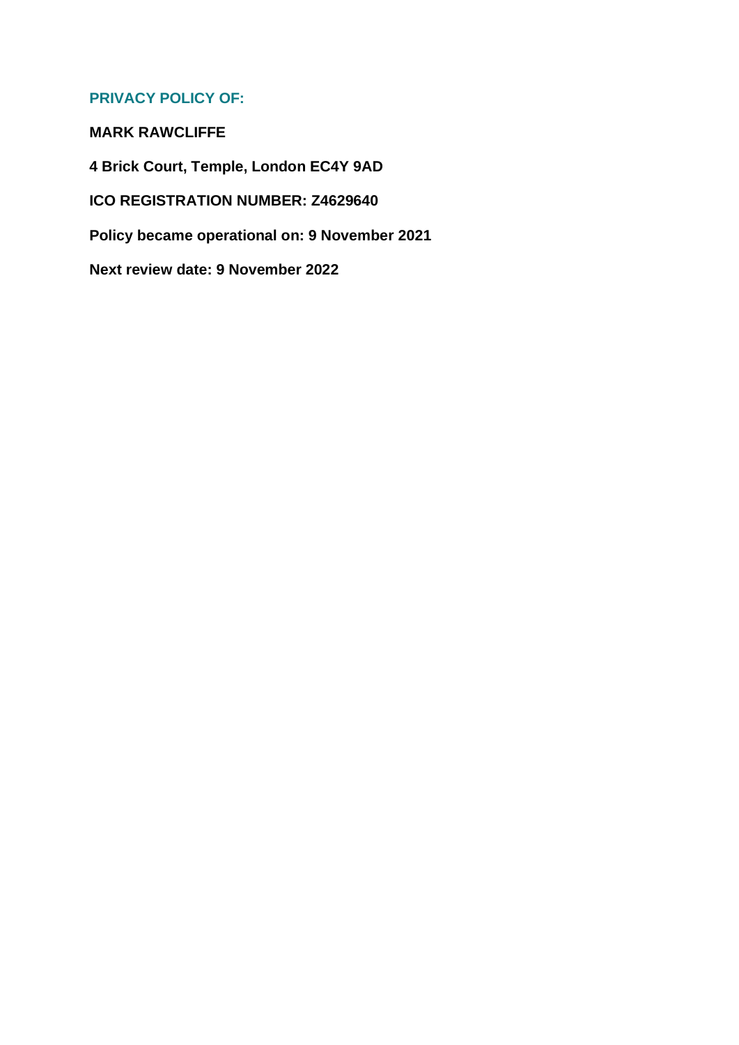## PRIVACY POLICY OF:

**MARK RAWCLIFFE**

**4 Brick Court, Temple, London EC4Y 9AD**

**ICO REGISTRATION NUMBER: Z4629640**

**Policy became operational on: 9 November 2021**

**Next review date: 9 November 2022**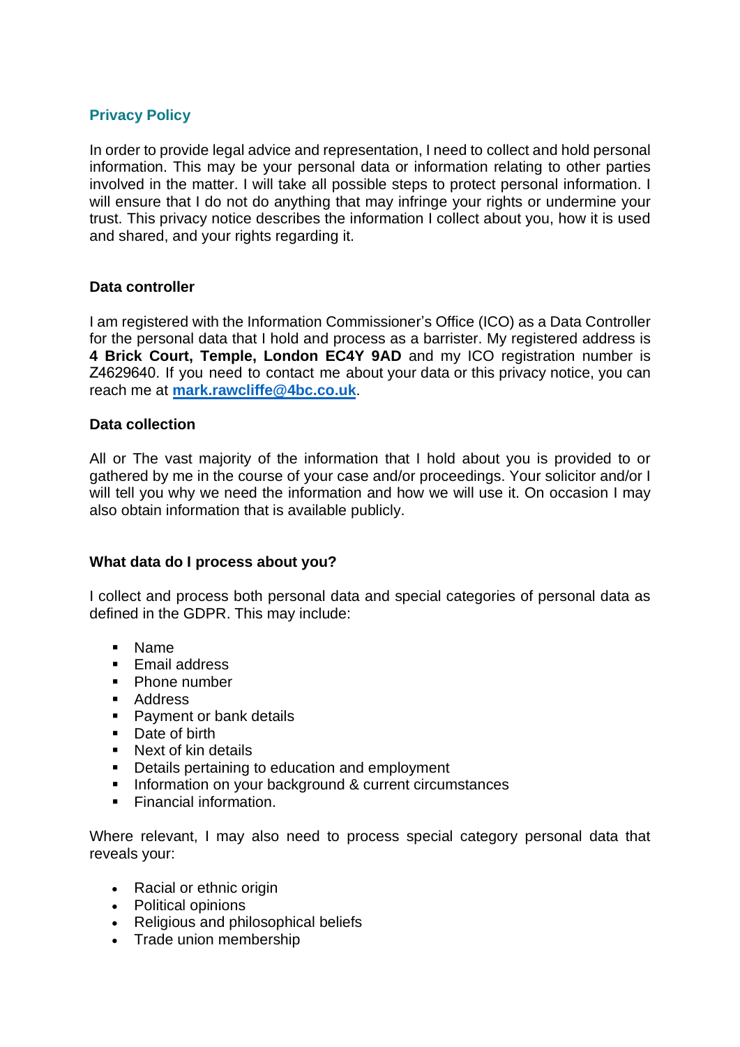## Privacy Policy

In order to provide legal advice and representation, I need to collect and hold personal information. This may be your personal data or information relating to other parties involved in the matter. I will take all possible steps to protect personal information. I will ensure that I do not do anything that may infringe your rights or undermine your trust. This privacy notice describes the information I collect about you, how it is used and shared, and your rights regarding it.

### Data controller

I am registered with the Information Commissioner's Office (ICO) as a Data Controller for the personal data that I hold and process as a barrister. My registered address is **4 Brick Court, Temple, London EC4Y 9AD** and my ICO registration number is Z4629640. If you need to contact me about your data or this privacy notice, you can reach me at **mark.rawcliffe@4bc.co.uk**.

### Data collection

All or The vast majority of the information that I hold about you is provided to or gathered by me in the course of your case and/or proceedings. Your solicitor and/or I will tell you why we need the information and how we will use it. On occasion I may also obtain information that is available publicly.

### What data do I process about you?

I collect and process both personal data and special categories of personal data as defined in the GDPR. This may include:

- Name
- Email address
- Phone number
- Address
- Payment or bank details
- Date of birth
- Next of kin details
- Details pertaining to education and employment
- Information on your background & current circumstances
- Financial information.

Where relevant, I may also need to process special category personal data that reveals your:

- Racial or ethnic origin
- Political opinions
- Religious and philosophical beliefs
- Trade union membership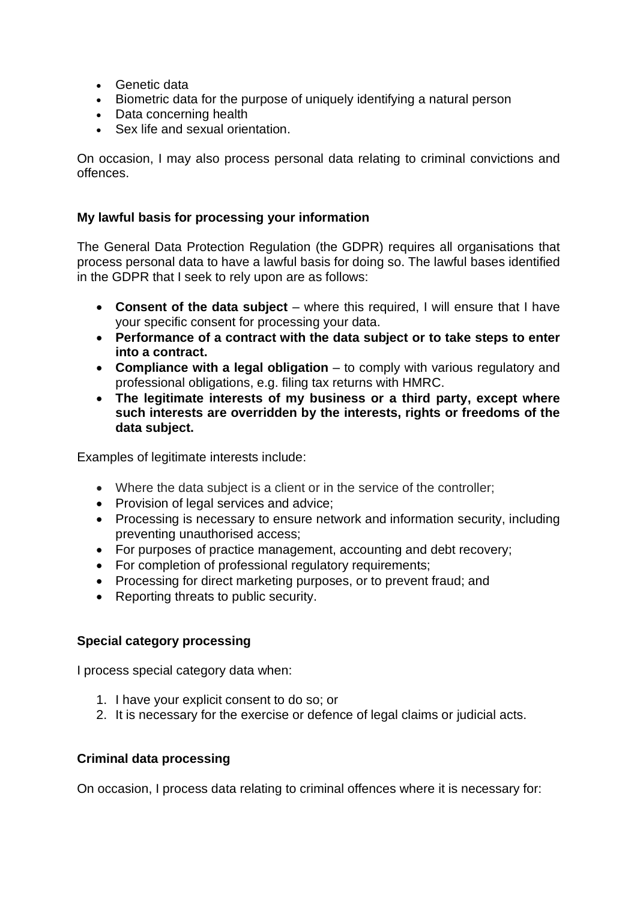- Genetic data
- Biometric data for the purpose of uniquely identifying a natural person
- Data concerning health
- Sex life and sexual orientation.

On occasion, I may also process personal data relating to criminal convictions and offences.

**My lawful basis for processing your information**

The General Data Protection Regulation (the GDPR) requires all organisations that process personal data to have a lawful basis for doing so. The lawful bases identified in the GDPR that I seek to rely upon are as follows:

- **Consent of the data subject** – where this required, I will ensure that I have your specific consent for processing your data.
- **Performance of a contract with the data subject or to take steps to enter into a contract.**
- **Compliance with a legal obligation** – to comply with various regulatory and professional obligations, e.g. filing tax returns with HMRC.
- **The legitimate interests of my business or a third party, except where such interests are overridden by the interests, rights or freedoms of the data subject.**

Examples of legitimate interests include:

- Where the data subject is a client or in the service of the controller;
- Provision of legal services and advice;
- Processing is necessary to ensure network and information security, including preventing unauthorised access;
- For purposes of practice management, accounting and debt recovery;
- For completion of professional regulatory requirements;
- Processing for direct marketing purposes, or to prevent fraud; and
- Reporting threats to public security.

**Special category processing**

I process special category data when:

1. I have your explicit consent to do so; or
2. It is necessary for the exercise or defence of legal claims or judicial acts.

**Criminal data processing**

On occasion, I process data relating to criminal offences where it is necessary for: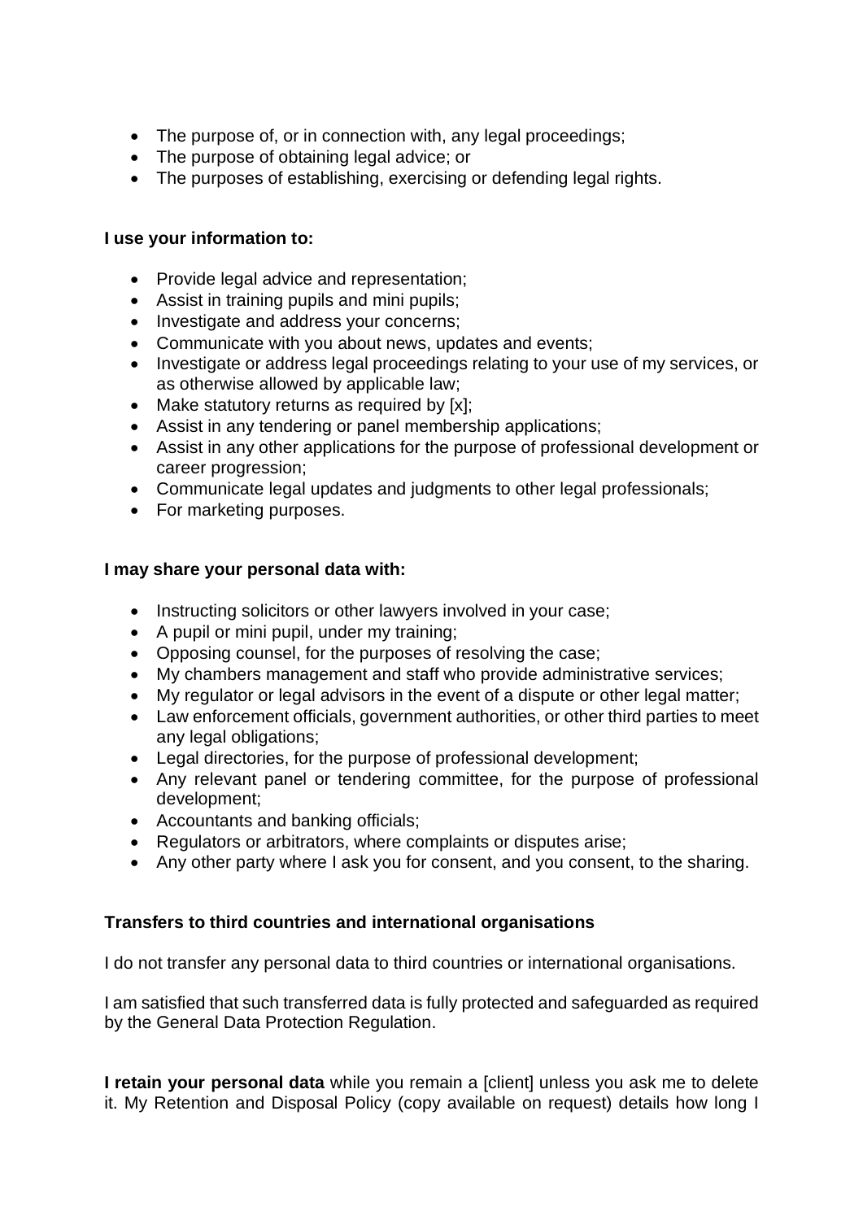- The purpose of, or in connection with, any legal proceedings;
- The purpose of obtaining legal advice; or
- The purposes of establishing, exercising or defending legal rights.

**I use your information to:**

- Provide legal advice and representation;
- Assist in training pupils and mini pupils;
- Investigate and address your concerns;
- Communicate with you about news, updates and events;
- Investigate or address legal proceedings relating to your use of my services, or as otherwise allowed by applicable law;
- Make statutory returns as required by [x];
- Assist in any tendering or panel membership applications;
- Assist in any other applications for the purpose of professional development or career progression;
- Communicate legal updates and judgments to other legal professionals;
- For marketing purposes.

**I may share your personal data with:**

- Instructing solicitors or other lawyers involved in your case;
- A pupil or mini pupil, under my training;
- Opposing counsel, for the purposes of resolving the case;
- My chambers management and staff who provide administrative services;
- My regulator or legal advisors in the event of a dispute or other legal matter;
- Law enforcement officials, government authorities, or other third parties to meet any legal obligations;
- Legal directories, for the purpose of professional development;
- Any relevant panel or tendering committee, for the purpose of professional development;
- Accountants and banking officials;
- Regulators or arbitrators, where complaints or disputes arise;
- Any other party where I ask you for consent, and you consent, to the sharing.

**Transfers to third countries and international organisations**

I do not transfer any personal data to third countries or international organisations.

I am satisfied that such transferred data is fully protected and safeguarded as required by the General Data Protection Regulation.

**I retain your personal data** while you remain a [client] unless you ask me to delete it. My Retention and Disposal Policy (copy available on request) details how long I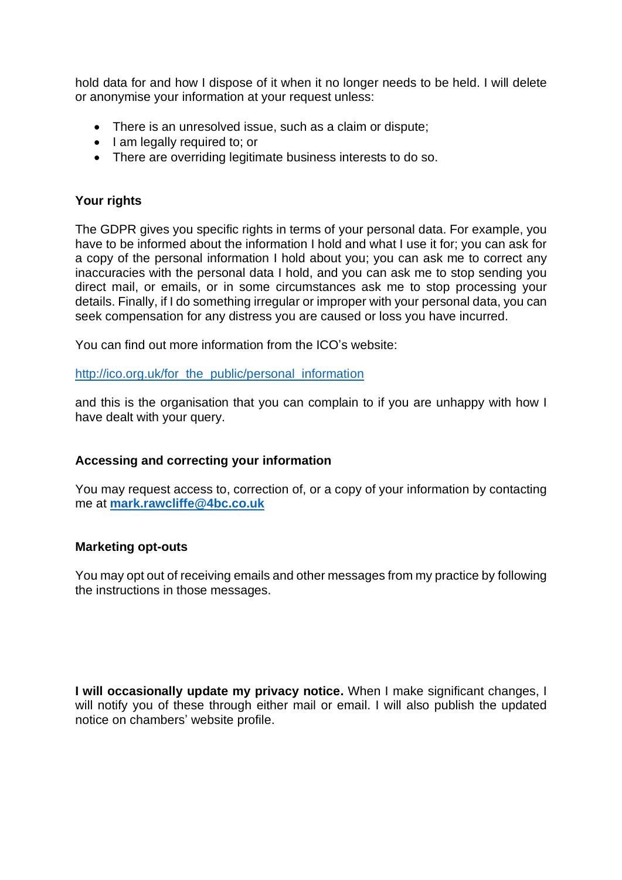hold data for and how I dispose of it when it no longer needs to be held. I will delete or anonymise your information at your request unless:

- There is an unresolved issue, such as a claim or dispute;
- I am legally required to; or
- There are overriding legitimate business interests to do so.

**Your rights**

The GDPR gives you specific rights in terms of your personal data. For example, you have to be informed about the information I hold and what I use it for; you can ask for a copy of the personal information I hold about you; you can ask me to correct any inaccuracies with the personal data I hold, and you can ask me to stop sending you direct mail, or emails, or in some circumstances ask me to stop processing your details. Finally, if I do something irregular or improper with your personal data, you can seek compensation for any distress you are caused or loss you have incurred.

You can find out more information from the ICO's website:

http://ico.org.uk/for_the_public/personal_information

and this is the organisation that you can complain to if you are unhappy with how I have dealt with your query.

**Accessing and correcting your information**

You may request access to, correction of, or a copy of your information by contacting me at **mark.rawcliffe@4bc.co.uk**

**Marketing opt-outs**

You may opt out of receiving emails and other messages from my practice by following the instructions in those messages.

**I will occasionally update my privacy notice.** When I make significant changes, I will notify you of these through either mail or email. I will also publish the updated notice on chambers' website profile.